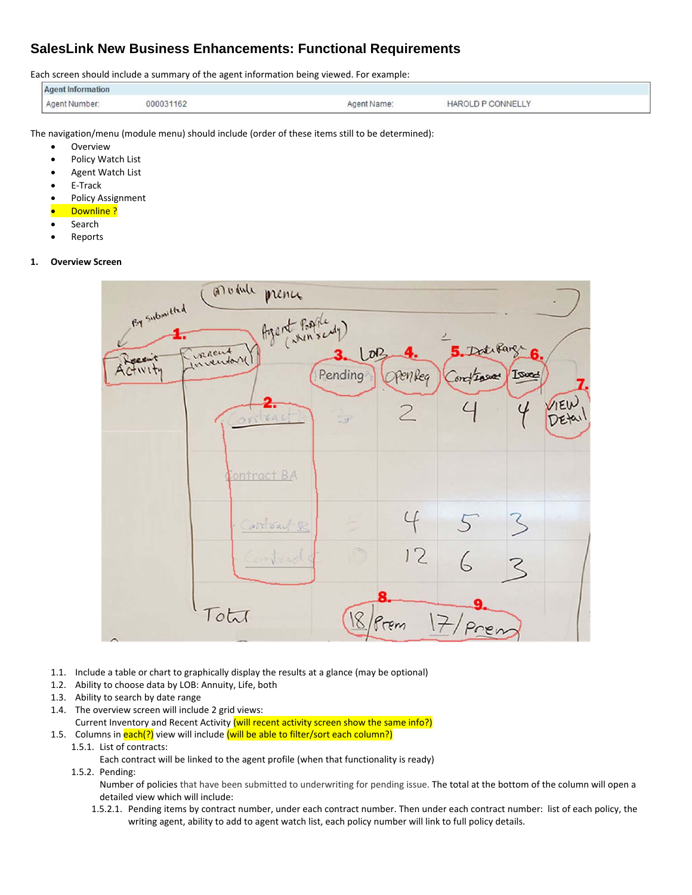# SalesLink New Business Enhancements: Functional Requirements

Each screen should include a summary of the agent information being viewed. For example:

| Agent Information | | | |
|---|---|---|---|
| Agent Number: | 000031162 | Agent Name: | HAROLD P CONNELLY |

The navigation/menu (module menu) should include (order of these items still to be determined):

- Overview
- Policy Watch List
- Agent Watch List
- E-Track
- Policy Assignment
- Downline ?
- Search
- Reports

**1. Overview Screen**

1.1. Include a table or chart to graphically display the results at a glance (may be optional)

1.2. Ability to choose data by LOB: Annuity, Life, both

1.3. Ability to search by date range

1.4. The overview screen will include 2 grid views:
Current Inventory and Recent Activity (will recent activity screen show the same info?)

1.5. Columns in each(?) view will include (will be able to filter/sort each column?)

1.5.1. List of contracts:
Each contract will be linked to the agent profile (when that functionality is ready)

1.5.2. Pending:
Number of policies that have been submitted to underwriting for pending issue. The total at the bottom of the column will open a detailed view which will include:

1.5.2.1. Pending items by contract number, under each contract number. Then under each contract number: list of each policy, the writing agent, ability to add to agent watch list, each policy number will link to full policy details.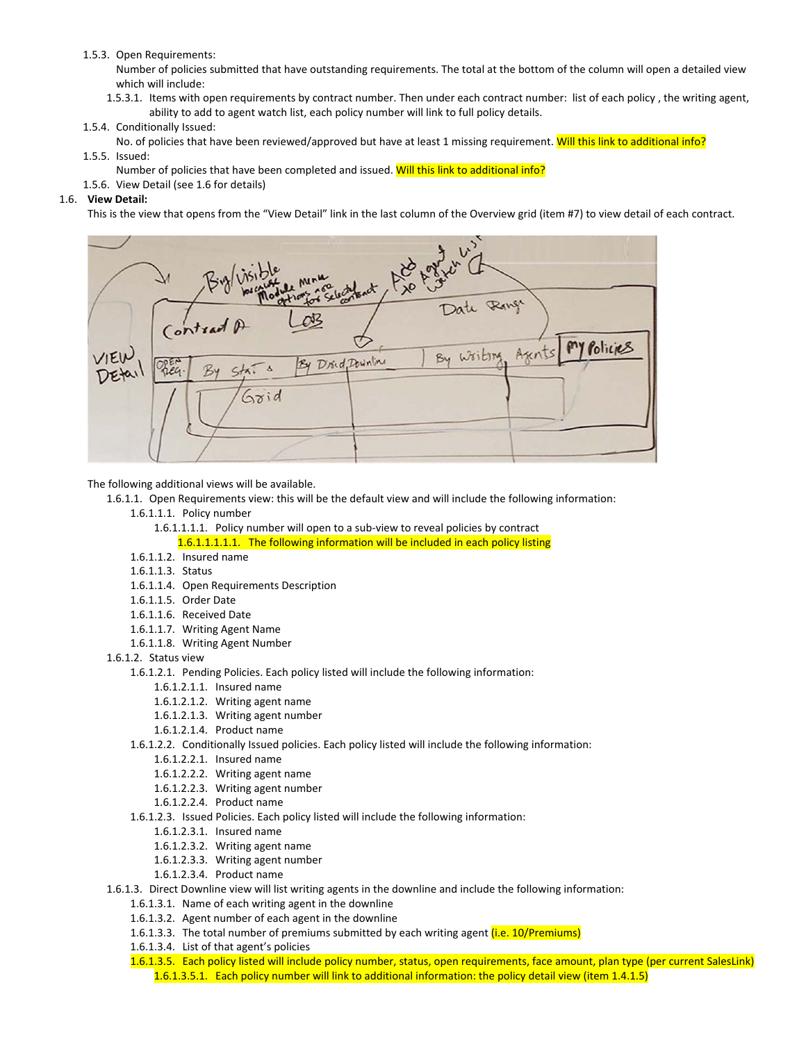1.5.3. Open Requirements:
Number of policies submitted that have outstanding requirements. The total at the bottom of the column will open a detailed view which will include:

1.5.3.1. Items with open requirements by contract number. Then under each contract number: list of each policy , the writing agent, ability to add to agent watch list, each policy number will link to full policy details.

1.5.4. Conditionally Issued:
No. of policies that have been reviewed/approved but have at least 1 missing requirement. Will this link to additional info?

1.5.5. Issued:
Number of policies that have been completed and issued. Will this link to additional info?

1.5.6. View Detail (see 1.6 for details)

**1.6. View Detail:**

This is the view that opens from the “View Detail” link in the last column of the Overview grid (item #7) to view detail of each contract.

The following additional views will be available.

- 1.6.1.1. Open Requirements view: this will be the default view and will include the following information:
  - 1.6.1.1.1. Policy number
    - 1.6.1.1.1.1. Policy number will open to a sub-view to reveal policies by contract
      - 1.6.1.1.1.1.1. The following information will be included in each policy listing
  - 1.6.1.1.2. Insured name
  - 1.6.1.1.3. Status
  - 1.6.1.1.4. Open Requirements Description
  - 1.6.1.1.5. Order Date
  - 1.6.1.1.6. Received Date
  - 1.6.1.1.7. Writing Agent Name
  - 1.6.1.1.8. Writing Agent Number
- 1.6.1.2. Status view
  - 1.6.1.2.1. Pending Policies. Each policy listed will include the following information:
    - 1.6.1.2.1.1. Insured name
    - 1.6.1.2.1.2. Writing agent name
    - 1.6.1.2.1.3. Writing agent number
    - 1.6.1.2.1.4. Product name
  - 1.6.1.2.2. Conditionally Issued policies. Each policy listed will include the following information:
    - 1.6.1.2.2.1. Insured name
    - 1.6.1.2.2.2. Writing agent name
    - 1.6.1.2.2.3. Writing agent number
    - 1.6.1.2.2.4. Product name
  - 1.6.1.2.3. Issued Policies. Each policy listed will include the following information:
    - 1.6.1.2.3.1. Insured name
    - 1.6.1.2.3.2. Writing agent name
    - 1.6.1.2.3.3. Writing agent number
    - 1.6.1.2.3.4. Product name
- 1.6.1.3. Direct Downline view will list writing agents in the downline and include the following information:
  - 1.6.1.3.1. Name of each writing agent in the downline
  - 1.6.1.3.2. Agent number of each agent in the downline
  - 1.6.1.3.3. The total number of premiums submitted by each writing agent (i.e. 10/Premiums)
  - 1.6.1.3.4. List of that agent’s policies
  - 1.6.1.3.5. Each policy listed will include policy number, status, open requirements, face amount, plan type (per current SalesLink)
    - 1.6.1.3.5.1. Each policy number will link to additional information: the policy detail view (item 1.4.1.5)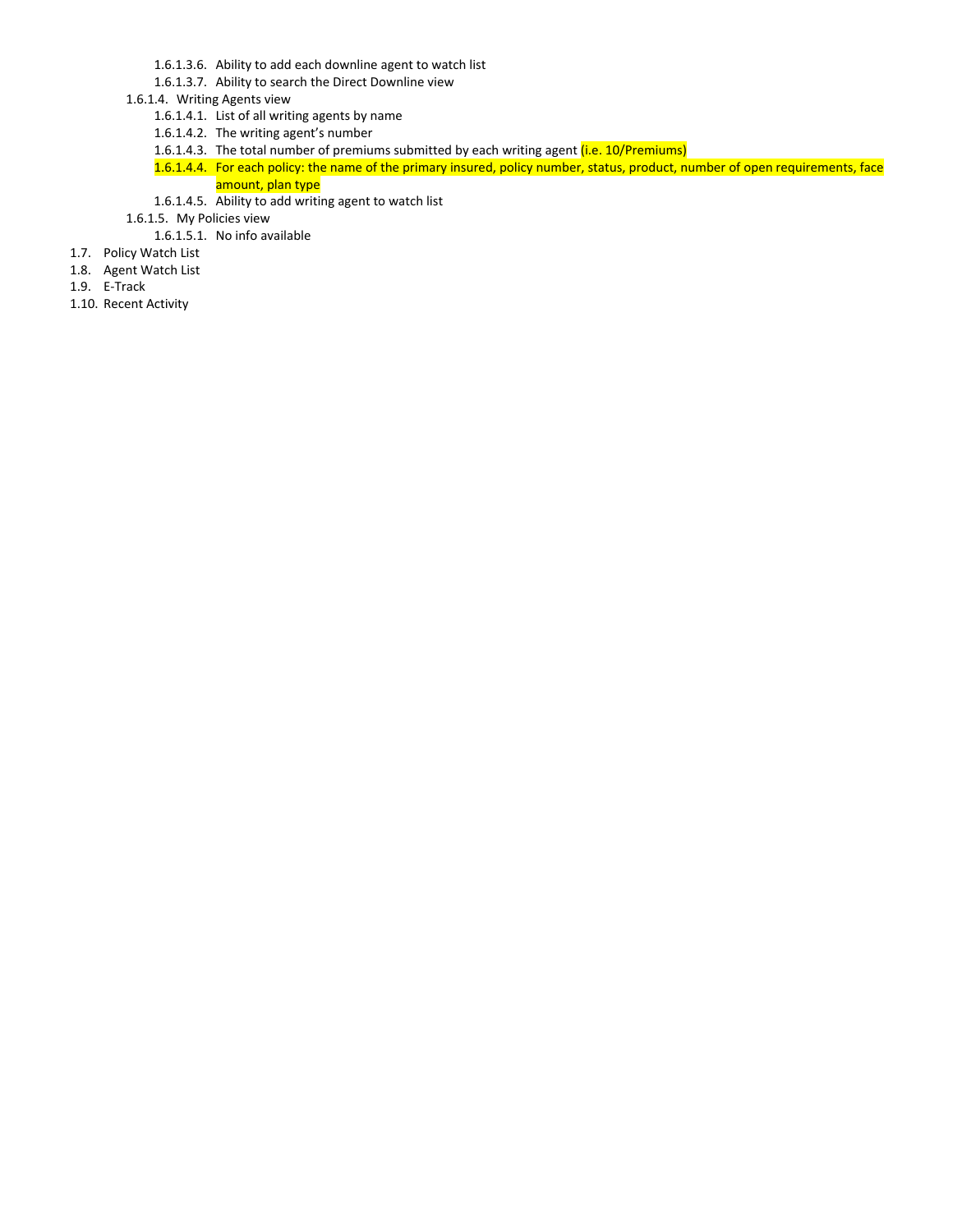- 1.6.1.3.6. Ability to add each downline agent to watch list
- 1.6.1.3.7. Ability to search the Direct Downline view

- 1.6.1.4. Writing Agents view
  - 1.6.1.4.1. List of all writing agents by name
  - 1.6.1.4.2. The writing agent's number
  - 1.6.1.4.3. The total number of premiums submitted by each writing agent (i.e. 10/Premiums)
  - 1.6.1.4.4. For each policy: the name of the primary insured, policy number, status, product, number of open requirements, face amount, plan type
  - 1.6.1.4.5. Ability to add writing agent to watch list
- 1.6.1.5. My Policies view
  - 1.6.1.5.1. No info available

1.7. Policy Watch List

1.8. Agent Watch List

1.9. E-Track

1.10. Recent Activity